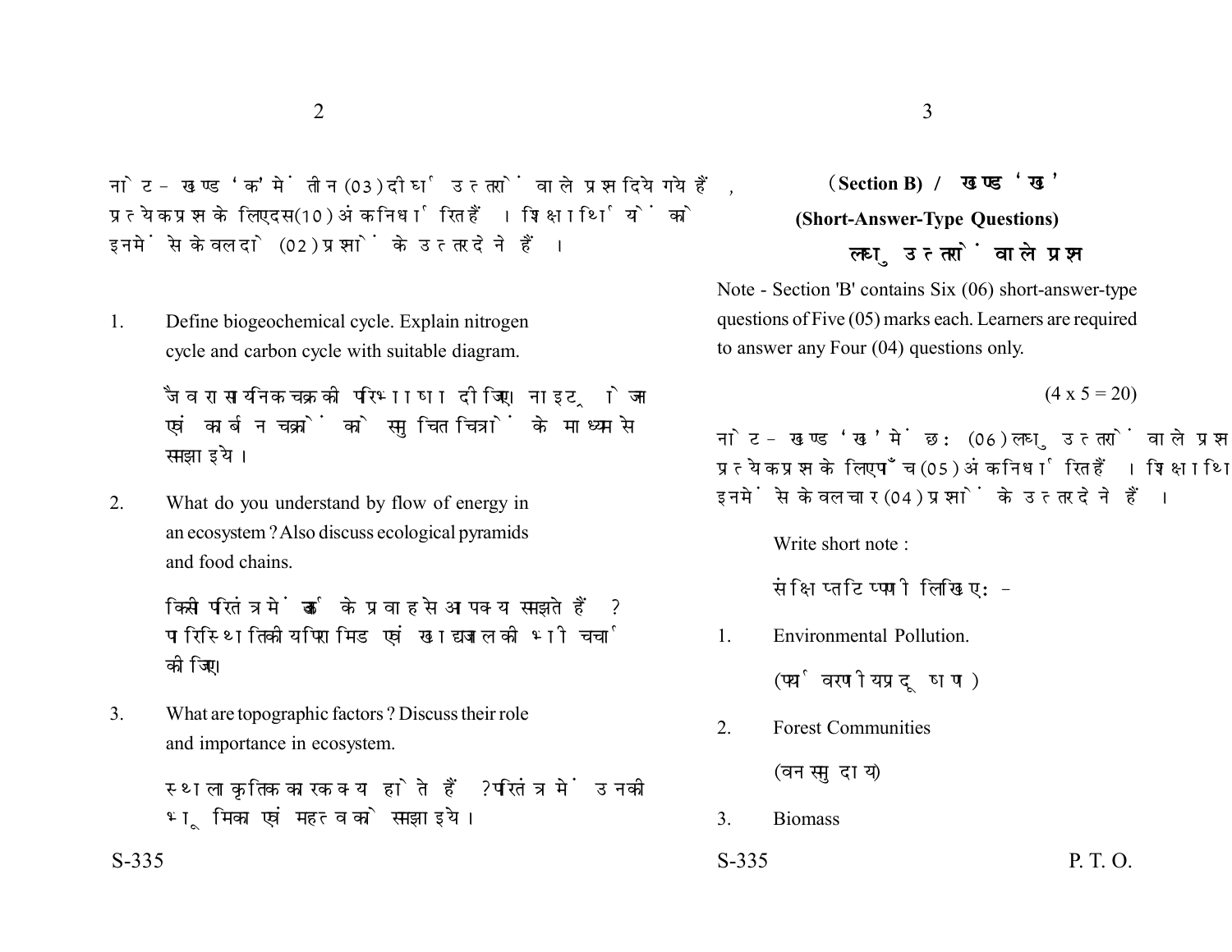नोट - खण्ड 'क' में तीन (03) दीर्घ उत्तरों वाले प्रश्न दिये गये हैं, प्रत्येक प्रश्न के लिए दस (10) अंक निर्धारित हैं। शिक्षार्थियों को इनमें से केवल दो (02) प्रश्नों के उत्तर देने हैं।

1. Define biogeochemical cycle. Explain nitrogen cycle and carbon cycle with suitable diagram.

   जैव रासायनिक चक्र की परिभाषा दीजिए। नाइट्रोजन एवं कार्बन चक्रों को समुचित चित्रों के माध्यम से समझाइये।

2. What do you understand by flow of energy in an ecosystem? Also discuss ecological pyramids and food chains.

   किसी परितंत्र में ऊर्जा के प्रवाह से आप क्या समझते हैं? पारिस्थितिकीय पिरामिड एवं खाद्यजाल की भी चर्चा कीजिए।

3. What are topographic factors? Discuss their role and importance in ecosystem.

   स्थलाकृतिक कारक क्या होते हैं? परितंत्र में उनकी भूमिका एवं महत्व को समझाइये।

## (Section B) / खण्ड 'ख'

### (Short-Answer-Type Questions)

### लघु उत्तरों वाले प्रश्न

Note - Section 'B' contains Six (06) short-answer-type questions of Five (05) marks each. Learners are required to answer any Four (04) questions only.

(4 x 5 = 20)

नोट - खण्ड 'ख' में छः (06) लघु उत्तरों वाले प्रश्न दिये गये हैं, प्रत्येक प्रश्न के लिए पाँच (05) अंक निर्धारित हैं। शिक्षार्थियों को इनमें से केवल चार (04) प्रश्नों के उत्तर देने हैं।

Write short note :

संक्षिप्त टिप्पणी लिखिए :-

1. Environmental Pollution.

   (पर्यावरणीय प्रदूषण)

2. Forest Communities

   (वन समुदाय)

3. Biomass

P. T. O.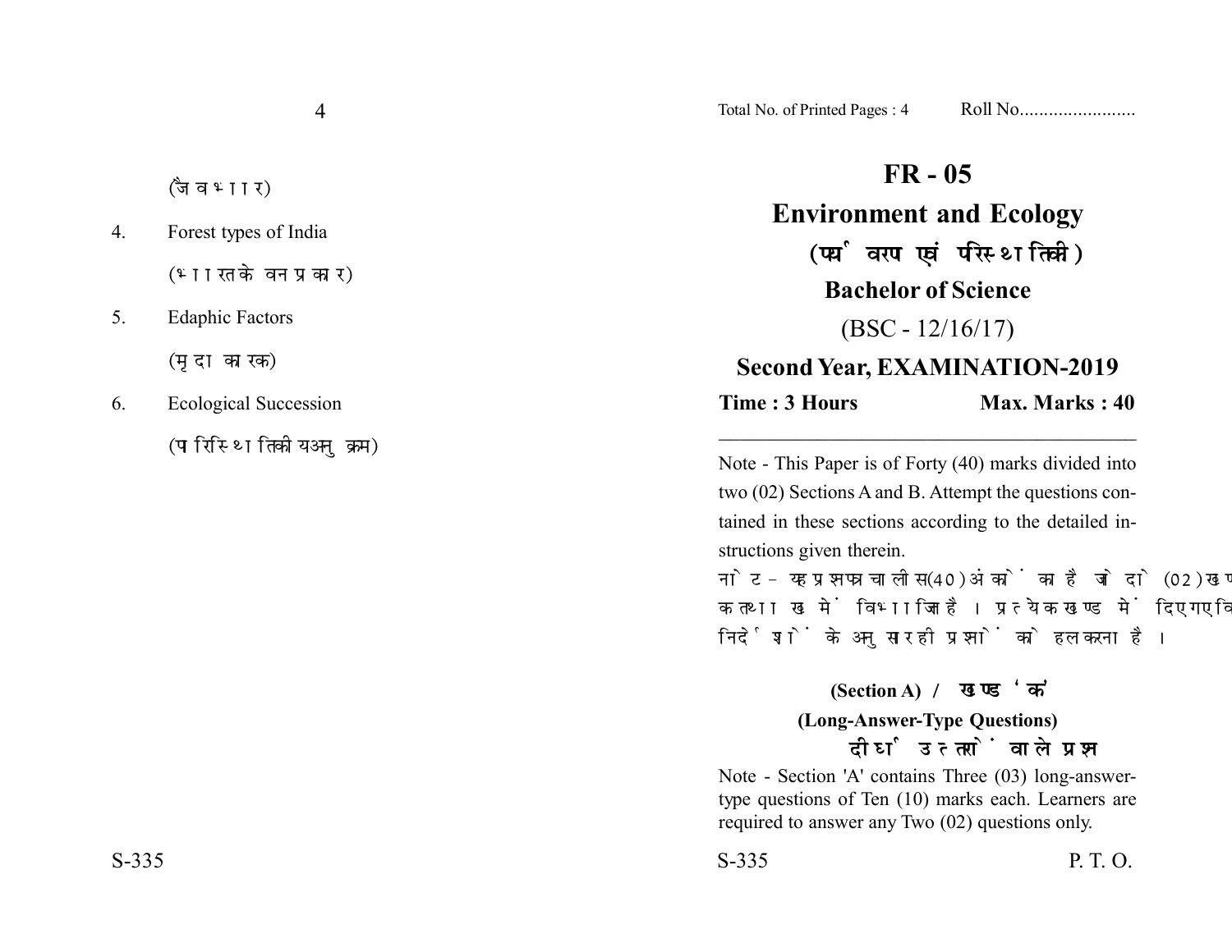(जैव भार)

4. Forest types of India

(भारत के वन प्रकार)

5. Edaphic Factors

(मृदा कारक)

6. Ecological Succession

(पारिस्थितिकीय अनुक्रम)

# FR - 05

## Environment and Ecology

## (पर्यावरण एवं परिस्थितिकी)

**Bachelor of Science**

(BSC - 12/16/17)

**Second Year, EXAMINATION-2019**

**Time : 3 Hours** **Max. Marks : 40**

---

Note - This Paper is of Forty (40) marks divided into two (02) Sections A and B. Attempt the questions contained in these sections according to the detailed instructions given therein.

नोट - यह प्रश्नपत्र चालीस (40) अंकों का है जो दो (02) खण्डों क तथा ख में विभाजित है। प्रत्येक खण्ड में दिए गए विस्तृत निर्देशों के अनुसार ही प्रश्नों को हल करना है।

### (Section A) / खण्ड 'क'

### (Long-Answer-Type Questions)

### दीर्घ उत्तरों वाले प्रश्न

Note - Section 'A' contains Three (03) long-answer-type questions of Ten (10) marks each. Learners are required to answer any Two (02) questions only.

S-335

P. T. O.